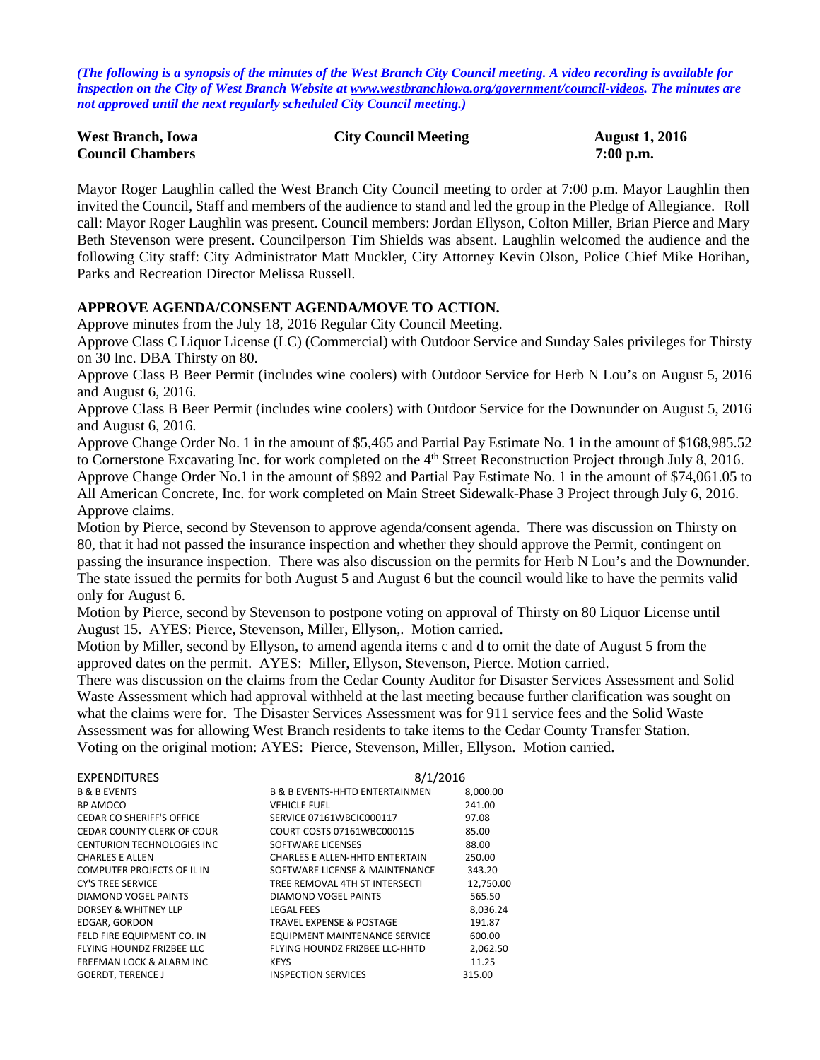*(The following is a synopsis of the minutes of the West Branch City Council meeting. A video recording is available for inspection on the City of West Branch Website at www.westbranchiowa.org/government/council-videos. The minutes are not approved until the next regularly scheduled City Council meeting.)*

| **West Branch, Iowa** | **City Council Meeting** | **August 1, 2016** |
|---|---|---|
| **Council Chambers** | | **7:00 p.m.** |

Mayor Roger Laughlin called the West Branch City Council meeting to order at 7:00 p.m. Mayor Laughlin then invited the Council, Staff and members of the audience to stand and led the group in the Pledge of Allegiance. Roll call: Mayor Roger Laughlin was present. Council members: Jordan Ellyson, Colton Miller, Brian Pierce and Mary Beth Stevenson were present. Councilperson Tim Shields was absent. Laughlin welcomed the audience and the following City staff: City Administrator Matt Muckler, City Attorney Kevin Olson, Police Chief Mike Horihan, Parks and Recreation Director Melissa Russell.

**APPROVE AGENDA/CONSENT AGENDA/MOVE TO ACTION.**

Approve minutes from the July 18, 2016 Regular City Council Meeting.

Approve Class C Liquor License (LC) (Commercial) with Outdoor Service and Sunday Sales privileges for Thirsty on 30 Inc. DBA Thirsty on 80.

Approve Class B Beer Permit (includes wine coolers) with Outdoor Service for Herb N Lou's on August 5, 2016 and August 6, 2016.

Approve Class B Beer Permit (includes wine coolers) with Outdoor Service for the Downunder on August 5, 2016 and August 6, 2016.

Approve Change Order No. 1 in the amount of $5,465 and Partial Pay Estimate No. 1 in the amount of $168,985.52 to Cornerstone Excavating Inc. for work completed on the 4th Street Reconstruction Project through July 8, 2016.

Approve Change Order No.1 in the amount of $892 and Partial Pay Estimate No. 1 in the amount of $74,061.05 to All American Concrete, Inc. for work completed on Main Street Sidewalk-Phase 3 Project through July 6, 2016.

Approve claims.

Motion by Pierce, second by Stevenson to approve agenda/consent agenda. There was discussion on Thirsty on 80, that it had not passed the insurance inspection and whether they should approve the Permit, contingent on passing the insurance inspection. There was also discussion on the permits for Herb N Lou's and the Downunder. The state issued the permits for both August 5 and August 6 but the council would like to have the permits valid only for August 6.

Motion by Pierce, second by Stevenson to postpone voting on approval of Thirsty on 80 Liquor License until August 15. AYES: Pierce, Stevenson, Miller, Ellyson,. Motion carried.

Motion by Miller, second by Ellyson, to amend agenda items c and d to omit the date of August 5 from the approved dates on the permit. AYES: Miller, Ellyson, Stevenson, Pierce. Motion carried.

There was discussion on the claims from the Cedar County Auditor for Disaster Services Assessment and Solid Waste Assessment which had approval withheld at the last meeting because further clarification was sought on what the claims were for. The Disaster Services Assessment was for 911 service fees and the Solid Waste Assessment was for allowing West Branch residents to take items to the Cedar County Transfer Station.

Voting on the original motion: AYES: Pierce, Stevenson, Miller, Ellyson. Motion carried.

| EXPENDITURES | 8/1/2016 | |
|---|---|---|
| B & B EVENTS | B & B EVENTS-HHTD ENTERTAINMEN | 8,000.00 |
| BP AMOCO | VEHICLE FUEL | 241.00 |
| CEDAR CO SHERIFF'S OFFICE | SERVICE 07161WBCIC000117 | 97.08 |
| CEDAR COUNTY CLERK OF COUR | COURT COSTS 07161WBC000115 | 85.00 |
| CENTURION TECHNOLOGIES INC | SOFTWARE LICENSES | 88.00 |
| CHARLES E ALLEN | CHARLES E ALLEN-HHTD ENTERTAIN | 250.00 |
| COMPUTER PROJECTS OF IL IN | SOFTWARE LICENSE & MAINTENANCE | 343.20 |
| CY'S TREE SERVICE | TREE REMOVAL 4TH ST INTERSECTI | 12,750.00 |
| DIAMOND VOGEL PAINTS | DIAMOND VOGEL PAINTS | 565.50 |
| DORSEY & WHITNEY LLP | LEGAL FEES | 8,036.24 |
| EDGAR, GORDON | TRAVEL EXPENSE & POSTAGE | 191.87 |
| FELD FIRE EQUIPMENT CO. IN | EQUIPMENT MAINTENANCE SERVICE | 600.00 |
| FLYING HOUNDZ FRIZBEE LLC | FLYING HOUNDZ FRIZBEE LLC-HHTD | 2,062.50 |
| FREEMAN LOCK & ALARM INC | KEYS | 11.25 |
| GOERDT, TERENCE J | INSPECTION SERVICES | 315.00 |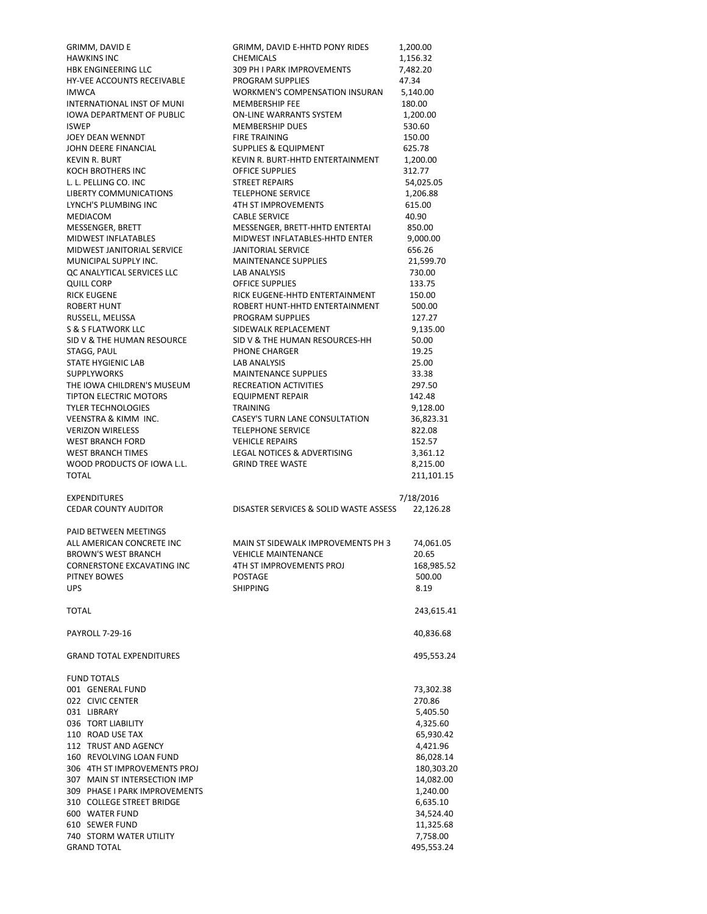| | | |
|---|---|---|
| GRIMM, DAVID E | GRIMM, DAVID E-HHTD PONY RIDES | 1,200.00 |
| HAWKINS INC | CHEMICALS | 1,156.32 |
| HBK ENGINEERING LLC | 309 PH I PARK IMPROVEMENTS | 7,482.20 |
| HY-VEE ACCOUNTS RECEIVABLE | PROGRAM SUPPLIES | 47.34 |
| IMWCA | WORKMEN'S COMPENSATION INSURAN | 5,140.00 |
| INTERNATIONAL INST OF MUNI | MEMBERSHIP FEE | 180.00 |
| IOWA DEPARTMENT OF PUBLIC | ON-LINE WARRANTS SYSTEM | 1,200.00 |
| ISWEP | MEMBERSHIP DUES | 530.60 |
| JOEY DEAN WENNDT | FIRE TRAINING | 150.00 |
| JOHN DEERE FINANCIAL | SUPPLIES & EQUIPMENT | 625.78 |
| KEVIN R. BURT | KEVIN R. BURT-HHTD ENTERTAINMENT | 1,200.00 |
| KOCH BROTHERS INC | OFFICE SUPPLIES | 312.77 |
| L. L. PELLING CO. INC | STREET REPAIRS | 54,025.05 |
| LIBERTY COMMUNICATIONS | TELEPHONE SERVICE | 1,206.88 |
| LYNCH'S PLUMBING INC | 4TH ST IMPROVEMENTS | 615.00 |
| MEDIACOM | CABLE SERVICE | 40.90 |
| MESSENGER, BRETT | MESSENGER, BRETT-HHTD ENTERTAI | 850.00 |
| MIDWEST INFLATABLES | MIDWEST INFLATABLES-HHTD ENTER | 9,000.00 |
| MIDWEST JANITORIAL SERVICE | JANITORIAL SERVICE | 656.26 |
| MUNICIPAL SUPPLY INC. | MAINTENANCE SUPPLIES | 21,599.70 |
| QC ANALYTICAL SERVICES LLC | LAB ANALYSIS | 730.00 |
| QUILL CORP | OFFICE SUPPLIES | 133.75 |
| RICK EUGENE | RICK EUGENE-HHTD ENTERTAINMENT | 150.00 |
| ROBERT HUNT | ROBERT HUNT-HHTD ENTERTAINMENT | 500.00 |
| RUSSELL, MELISSA | PROGRAM SUPPLIES | 127.27 |
| S & S FLATWORK LLC | SIDEWALK REPLACEMENT | 9,135.00 |
| SID V & THE HUMAN RESOURCE | SID V & THE HUMAN RESOURCES-HH | 50.00 |
| STAGG, PAUL | PHONE CHARGER | 19.25 |
| STATE HYGIENIC LAB | LAB ANALYSIS | 25.00 |
| SUPPLYWORKS | MAINTENANCE SUPPLIES | 33.38 |
| THE IOWA CHILDREN'S MUSEUM | RECREATION ACTIVITIES | 297.50 |
| TIPTON ELECTRIC MOTORS | EQUIPMENT REPAIR | 142.48 |
| TYLER TECHNOLOGIES | TRAINING | 9,128.00 |
| VEENSTRA & KIMM INC. | CASEY'S TURN LANE CONSULTATION | 36,823.31 |
| VERIZON WIRELESS | TELEPHONE SERVICE | 822.08 |
| WEST BRANCH FORD | VEHICLE REPAIRS | 152.57 |
| WEST BRANCH TIMES | LEGAL NOTICES & ADVERTISING | 3,361.12 |
| WOOD PRODUCTS OF IOWA L.L. | GRIND TREE WASTE | 8,215.00 |
| TOTAL | | 211,101.15 |

| | | |
|---|---|---|
| EXPENDITURES | | 7/18/2016 |
| CEDAR COUNTY AUDITOR | DISASTER SERVICES & SOLID WASTE ASSESS | 22,126.28 |
| | | |
| PAID BETWEEN MEETINGS | | |
| ALL AMERICAN CONCRETE INC | MAIN ST SIDEWALK IMPROVEMENTS PH 3 | 74,061.05 |
| BROWN'S WEST BRANCH | VEHICLE MAINTENANCE | 20.65 |
| CORNERSTONE EXCAVATING INC | 4TH ST IMPROVEMENTS PROJ | 168,985.52 |
| PITNEY BOWES | POSTAGE | 500.00 |
| UPS | SHIPPING | 8.19 |
| | | |
| TOTAL | | 243,615.41 |
| | | |
| PAYROLL 7-29-16 | | 40,836.68 |
| | | |
| GRAND TOTAL EXPENDITURES | | 495,553.24 |

| FUND TOTALS | |
|---|---|
| 001 GENERAL FUND | 73,302.38 |
| 022 CIVIC CENTER | 270.86 |
| 031 LIBRARY | 5,405.50 |
| 036 TORT LIABILITY | 4,325.60 |
| 110 ROAD USE TAX | 65,930.42 |
| 112 TRUST AND AGENCY | 4,421.96 |
| 160 REVOLVING LOAN FUND | 86,028.14 |
| 306 4TH ST IMPROVEMENTS PROJ | 180,303.20 |
| 307 MAIN ST INTERSECTION IMP | 14,082.00 |
| 309 PHASE I PARK IMPROVEMENTS | 1,240.00 |
| 310 COLLEGE STREET BRIDGE | 6,635.10 |
| 600 WATER FUND | 34,524.40 |
| 610 SEWER FUND | 11,325.68 |
| 740 STORM WATER UTILITY | 7,758.00 |
| GRAND TOTAL | 495,553.24 |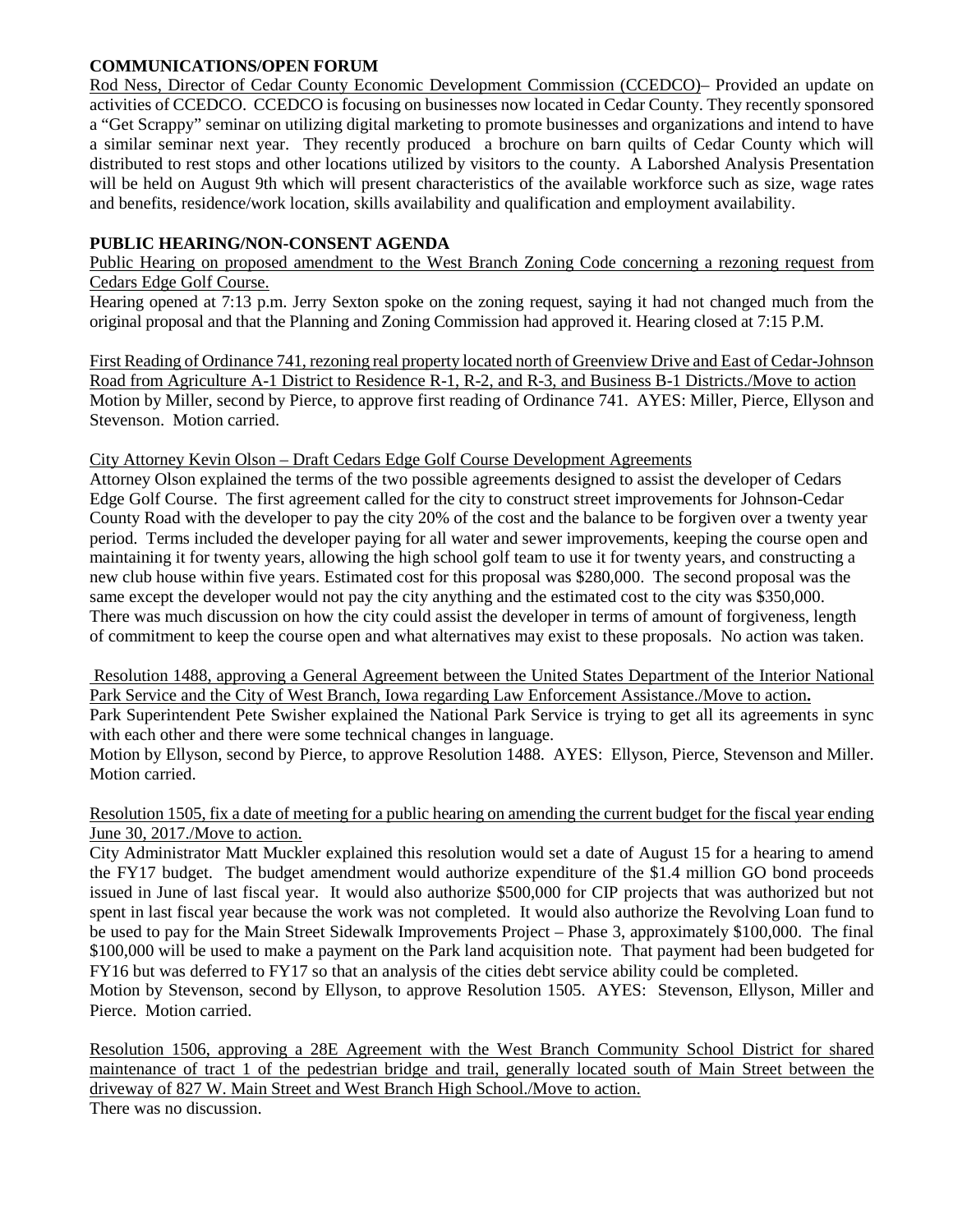**COMMUNICATIONS/OPEN FORUM**

Rod Ness, Director of Cedar County Economic Development Commission (CCEDCO)– Provided an update on activities of CCEDCO. CCEDCO is focusing on businesses now located in Cedar County. They recently sponsored a "Get Scrappy" seminar on utilizing digital marketing to promote businesses and organizations and intend to have a similar seminar next year. They recently produced a brochure on barn quilts of Cedar County which will distributed to rest stops and other locations utilized by visitors to the county. A Laborshed Analysis Presentation will be held on August 9th which will present characteristics of the available workforce such as size, wage rates and benefits, residence/work location, skills availability and qualification and employment availability.

**PUBLIC HEARING/NON-CONSENT AGENDA**

Public Hearing on proposed amendment to the West Branch Zoning Code concerning a rezoning request from Cedars Edge Golf Course.

Hearing opened at 7:13 p.m. Jerry Sexton spoke on the zoning request, saying it had not changed much from the original proposal and that the Planning and Zoning Commission had approved it. Hearing closed at 7:15 P.M.

First Reading of Ordinance 741, rezoning real property located north of Greenview Drive and East of Cedar-Johnson Road from Agriculture A-1 District to Residence R-1, R-2, and R-3, and Business B-1 Districts./Move to action

Motion by Miller, second by Pierce, to approve first reading of Ordinance 741. AYES: Miller, Pierce, Ellyson and Stevenson. Motion carried.

City Attorney Kevin Olson – Draft Cedars Edge Golf Course Development Agreements

Attorney Olson explained the terms of the two possible agreements designed to assist the developer of Cedars Edge Golf Course. The first agreement called for the city to construct street improvements for Johnson-Cedar County Road with the developer to pay the city 20% of the cost and the balance to be forgiven over a twenty year period. Terms included the developer paying for all water and sewer improvements, keeping the course open and maintaining it for twenty years, allowing the high school golf team to use it for twenty years, and constructing a new club house within five years. Estimated cost for this proposal was $280,000. The second proposal was the same except the developer would not pay the city anything and the estimated cost to the city was $350,000. There was much discussion on how the city could assist the developer in terms of amount of forgiveness, length of commitment to keep the course open and what alternatives may exist to these proposals. No action was taken.

Resolution 1488, approving a General Agreement between the United States Department of the Interior National Park Service and the City of West Branch, Iowa regarding Law Enforcement Assistance./Move to action**.**

Park Superintendent Pete Swisher explained the National Park Service is trying to get all its agreements in sync with each other and there were some technical changes in language.

Motion by Ellyson, second by Pierce, to approve Resolution 1488. AYES: Ellyson, Pierce, Stevenson and Miller. Motion carried.

Resolution 1505, fix a date of meeting for a public hearing on amending the current budget for the fiscal year ending June 30, 2017./Move to action.

City Administrator Matt Muckler explained this resolution would set a date of August 15 for a hearing to amend the FY17 budget. The budget amendment would authorize expenditure of the $1.4 million GO bond proceeds issued in June of last fiscal year. It would also authorize $500,000 for CIP projects that was authorized but not spent in last fiscal year because the work was not completed. It would also authorize the Revolving Loan fund to be used to pay for the Main Street Sidewalk Improvements Project – Phase 3, approximately $100,000. The final $100,000 will be used to make a payment on the Park land acquisition note. That payment had been budgeted for FY16 but was deferred to FY17 so that an analysis of the cities debt service ability could be completed.

Motion by Stevenson, second by Ellyson, to approve Resolution 1505. AYES: Stevenson, Ellyson, Miller and Pierce. Motion carried.

Resolution 1506, approving a 28E Agreement with the West Branch Community School District for shared maintenance of tract 1 of the pedestrian bridge and trail, generally located south of Main Street between the driveway of 827 W. Main Street and West Branch High School./Move to action.

There was no discussion.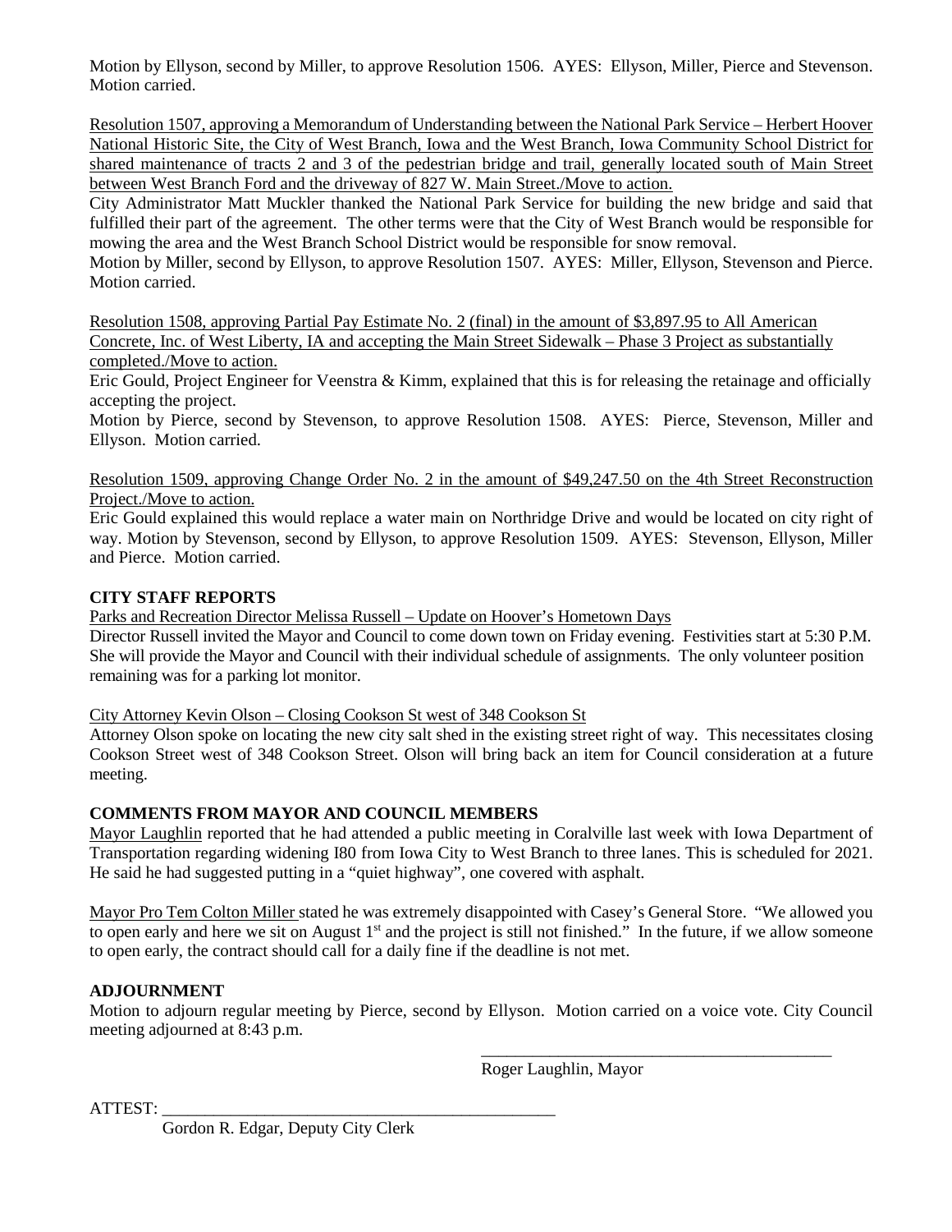Motion by Ellyson, second by Miller, to approve Resolution 1506. AYES: Ellyson, Miller, Pierce and Stevenson. Motion carried.

Resolution 1507, approving a Memorandum of Understanding between the National Park Service – Herbert Hoover National Historic Site, the City of West Branch, Iowa and the West Branch, Iowa Community School District for shared maintenance of tracts 2 and 3 of the pedestrian bridge and trail, generally located south of Main Street between West Branch Ford and the driveway of 827 W. Main Street./Move to action.

City Administrator Matt Muckler thanked the National Park Service for building the new bridge and said that fulfilled their part of the agreement. The other terms were that the City of West Branch would be responsible for mowing the area and the West Branch School District would be responsible for snow removal.

Motion by Miller, second by Ellyson, to approve Resolution 1507. AYES: Miller, Ellyson, Stevenson and Pierce. Motion carried.

Resolution 1508, approving Partial Pay Estimate No. 2 (final) in the amount of $3,897.95 to All American Concrete, Inc. of West Liberty, IA and accepting the Main Street Sidewalk – Phase 3 Project as substantially completed./Move to action.

Eric Gould, Project Engineer for Veenstra & Kimm, explained that this is for releasing the retainage and officially accepting the project.

Motion by Pierce, second by Stevenson, to approve Resolution 1508. AYES: Pierce, Stevenson, Miller and Ellyson. Motion carried.

Resolution 1509, approving Change Order No. 2 in the amount of $49,247.50 on the 4th Street Reconstruction Project./Move to action.

Eric Gould explained this would replace a water main on Northridge Drive and would be located on city right of way. Motion by Stevenson, second by Ellyson, to approve Resolution 1509. AYES: Stevenson, Ellyson, Miller and Pierce. Motion carried.

**CITY STAFF REPORTS**

Parks and Recreation Director Melissa Russell – Update on Hoover's Hometown Days

Director Russell invited the Mayor and Council to come down town on Friday evening. Festivities start at 5:30 P.M. She will provide the Mayor and Council with their individual schedule of assignments. The only volunteer position remaining was for a parking lot monitor.

City Attorney Kevin Olson – Closing Cookson St west of 348 Cookson St

Attorney Olson spoke on locating the new city salt shed in the existing street right of way. This necessitates closing Cookson Street west of 348 Cookson Street. Olson will bring back an item for Council consideration at a future meeting.

**COMMENTS FROM MAYOR AND COUNCIL MEMBERS**

Mayor Laughlin reported that he had attended a public meeting in Coralville last week with Iowa Department of Transportation regarding widening I80 from Iowa City to West Branch to three lanes. This is scheduled for 2021. He said he had suggested putting in a "quiet highway", one covered with asphalt.

Mayor Pro Tem Colton Miller stated he was extremely disappointed with Casey's General Store. "We allowed you to open early and here we sit on August 1st and the project is still not finished." In the future, if we allow someone to open early, the contract should call for a daily fine if the deadline is not met.

**ADJOURNMENT**

Motion to adjourn regular meeting by Pierce, second by Ellyson. Motion carried on a voice vote. City Council meeting adjourned at 8:43 p.m.

\_\_\_\_\_\_\_\_\_\_\_\_\_\_\_\_\_\_\_\_\_\_\_\_\_\_\_\_\_\_\_\_\_\_\_\_\_\_\_\_\_\_\_
Roger Laughlin, Mayor

ATTEST: \_\_\_\_\_\_\_\_\_\_\_\_\_\_\_\_\_\_\_\_\_\_\_\_\_\_\_\_\_\_\_\_\_\_\_\_\_\_\_\_\_\_\_\_\_\_
Gordon R. Edgar, Deputy City Clerk